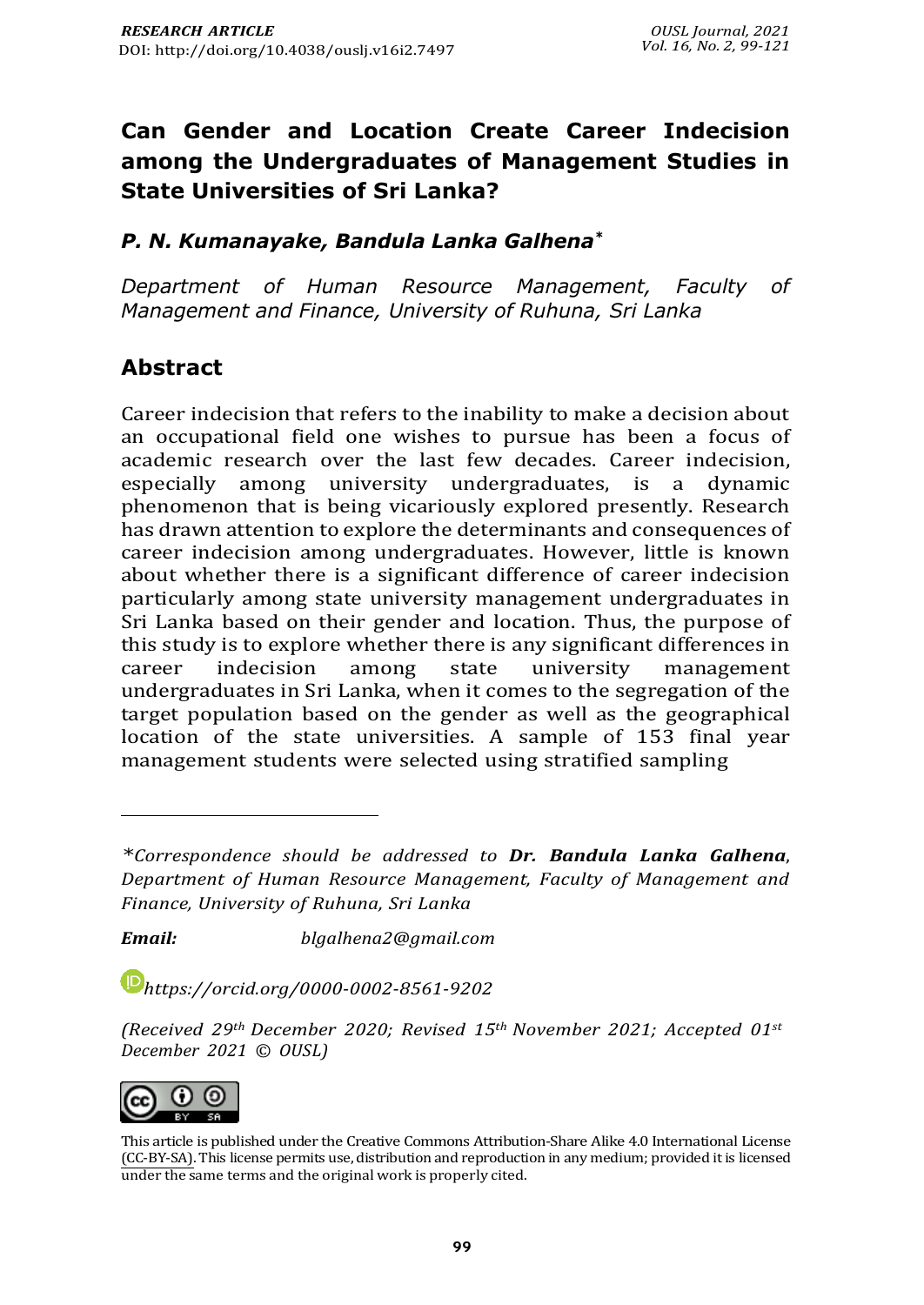RESEARCH ARTICLE

DOI: http://doi.org/10.4038/ouslj.v16i2.7497

# Can Gender and Location Create Career Indecision among the Undergraduates of Management Studies in State Universities of Sri Lanka?

***P. N. Kumanayake, Bandula Lanka Galhena****

*Department of Human Resource Management, Faculty of Management and Finance, University of Ruhuna, Sri Lanka*

## Abstract

Career indecision that refers to the inability to make a decision about an occupational field one wishes to pursue has been a focus of academic research over the last few decades. Career indecision, especially among university undergraduates, is a dynamic phenomenon that is being vicariously explored presently. Research has drawn attention to explore the determinants and consequences of career indecision among undergraduates. However, little is known about whether there is a significant difference of career indecision particularly among state university management undergraduates in Sri Lanka based on their gender and location. Thus, the purpose of this study is to explore whether there is any significant differences in career indecision among state university management undergraduates in Sri Lanka, when it comes to the segregation of the target population based on the gender as well as the geographical location of the state universities. A sample of 153 final year management students were selected using stratified sampling

---

**Correspondence should be addressed to* ***Dr. Bandula Lanka Galhena****, Department of Human Resource Management, Faculty of Management and Finance, University of Ruhuna, Sri Lanka*

***Email:*** *blgalhena2@gmail.com*

*https://orcid.org/0000-0002-8561-9202*

*(Received 29th December 2020; Revised 15th November 2021; Accepted 01st December 2021 © OUSL)*

This article is published under the Creative Commons Attribution-Share Alike 4.0 International License (CC-BY-SA). This license permits use, distribution and reproduction in any medium; provided it is licensed under the same terms and the original work is properly cited.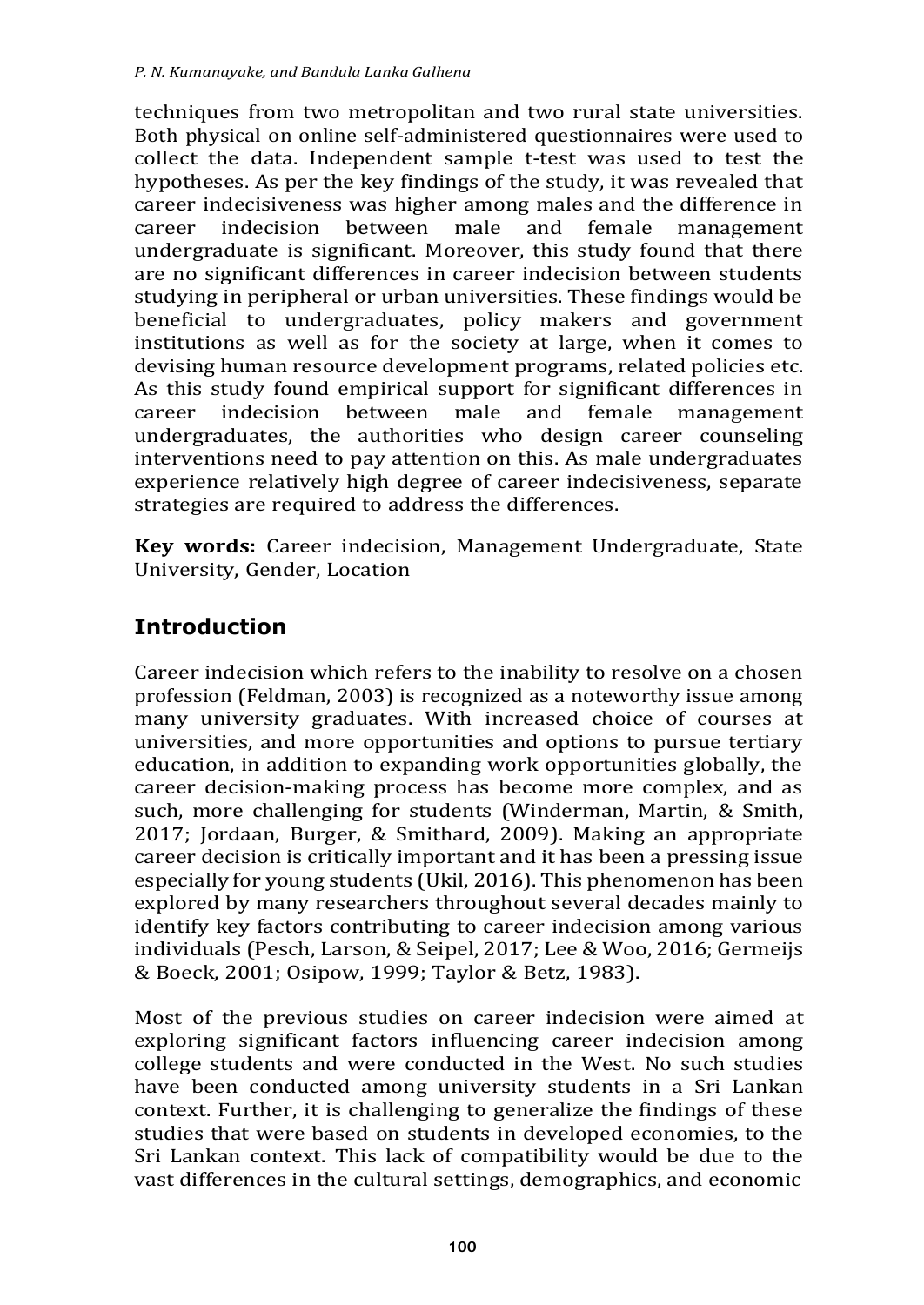techniques from two metropolitan and two rural state universities. Both physical on online self-administered questionnaires were used to collect the data. Independent sample t-test was used to test the hypotheses. As per the key findings of the study, it was revealed that career indecisiveness was higher among males and the difference in career indecision between male and female management undergraduate is significant. Moreover, this study found that there are no significant differences in career indecision between students studying in peripheral or urban universities. These findings would be beneficial to undergraduates, policy makers and government institutions as well as for the society at large, when it comes to devising human resource development programs, related policies etc. As this study found empirical support for significant differences in career indecision between male and female management undergraduates, the authorities who design career counseling interventions need to pay attention on this. As male undergraduates experience relatively high degree of career indecisiveness, separate strategies are required to address the differences.

**Key words:** Career indecision, Management Undergraduate, State University, Gender, Location

## Introduction

Career indecision which refers to the inability to resolve on a chosen profession (Feldman, 2003) is recognized as a noteworthy issue among many university graduates. With increased choice of courses at universities, and more opportunities and options to pursue tertiary education, in addition to expanding work opportunities globally, the career decision-making process has become more complex, and as such, more challenging for students (Winderman, Martin, & Smith, 2017; Jordaan, Burger, & Smithard, 2009). Making an appropriate career decision is critically important and it has been a pressing issue especially for young students (Ukil, 2016). This phenomenon has been explored by many researchers throughout several decades mainly to identify key factors contributing to career indecision among various individuals (Pesch, Larson, & Seipel, 2017; Lee & Woo, 2016; Germeijs & Boeck, 2001; Osipow, 1999; Taylor & Betz, 1983).

Most of the previous studies on career indecision were aimed at exploring significant factors influencing career indecision among college students and were conducted in the West. No such studies have been conducted among university students in a Sri Lankan context. Further, it is challenging to generalize the findings of these studies that were based on students in developed economies, to the Sri Lankan context. This lack of compatibility would be due to the vast differences in the cultural settings, demographics, and economic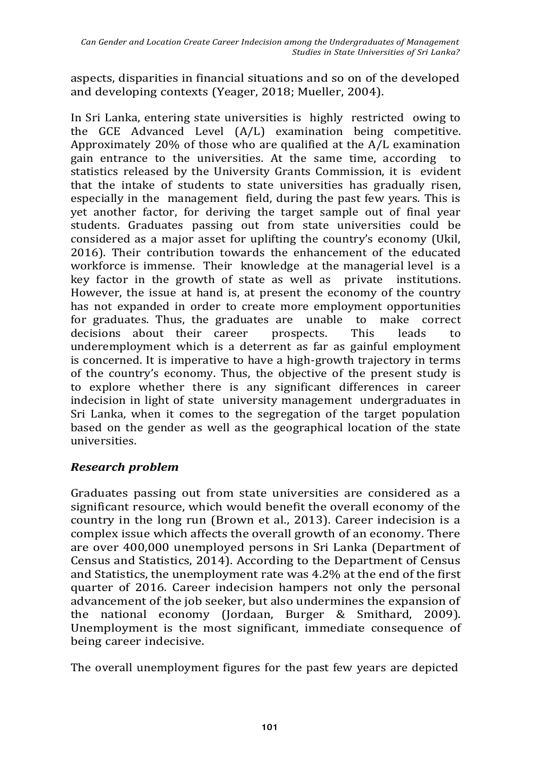aspects, disparities in financial situations and so on of the developed and developing contexts (Yeager, 2018; Mueller, 2004).

In Sri Lanka, entering state universities is highly restricted owing to the GCE Advanced Level (A/L) examination being competitive. Approximately 20% of those who are qualified at the A/L examination gain entrance to the universities. At the same time, according to statistics released by the University Grants Commission, it is evident that the intake of students to state universities has gradually risen, especially in the management field, during the past few years. This is yet another factor, for deriving the target sample out of final year students. Graduates passing out from state universities could be considered as a major asset for uplifting the country's economy (Ukil, 2016). Their contribution towards the enhancement of the educated workforce is immense. Their knowledge at the managerial level is a key factor in the growth of state as well as private institutions. However, the issue at hand is, at present the economy of the country has not expanded in order to create more employment opportunities for graduates. Thus, the graduates are unable to make correct decisions about their career prospects. This leads to underemployment which is a deterrent as far as gainful employment is concerned. It is imperative to have a high-growth trajectory in terms of the country's economy. Thus, the objective of the present study is to explore whether there is any significant differences in career indecision in light of state university management undergraduates in Sri Lanka, when it comes to the segregation of the target population based on the gender as well as the geographical location of the state universities.

### *Research problem*

Graduates passing out from state universities are considered as a significant resource, which would benefit the overall economy of the country in the long run (Brown et al., 2013). Career indecision is a complex issue which affects the overall growth of an economy. There are over 400,000 unemployed persons in Sri Lanka (Department of Census and Statistics, 2014). According to the Department of Census and Statistics, the unemployment rate was 4.2% at the end of the first quarter of 2016. Career indecision hampers not only the personal advancement of the job seeker, but also undermines the expansion of the national economy (Jordaan, Burger & Smithard, 2009). Unemployment is the most significant, immediate consequence of being career indecisive.

The overall unemployment figures for the past few years are depicted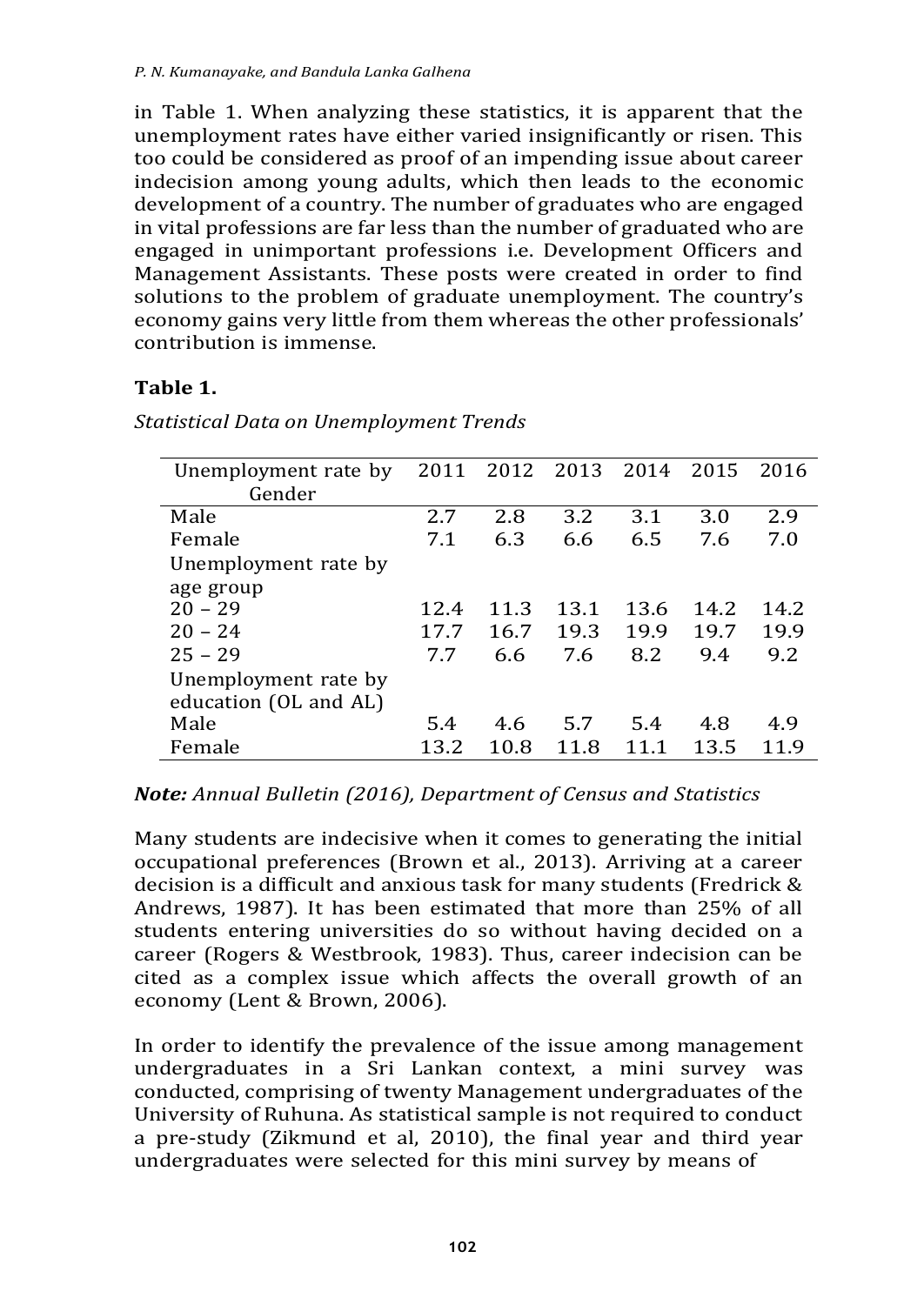in Table 1. When analyzing these statistics, it is apparent that the unemployment rates have either varied insignificantly or risen. This too could be considered as proof of an impending issue about career indecision among young adults, which then leads to the economic development of a country. The number of graduates who are engaged in vital professions are far less than the number of graduated who are engaged in unimportant professions i.e. Development Officers and Management Assistants. These posts were created in order to find solutions to the problem of graduate unemployment. The country's economy gains very little from them whereas the other professionals' contribution is immense.

**Table 1.**

*Statistical Data on Unemployment Trends*

| Unemployment rate by Gender | 2011 | 2012 | 2013 | 2014 | 2015 | 2016 |
|---|---|---|---|---|---|---|
| Male | 2.7 | 2.8 | 3.2 | 3.1 | 3.0 | 2.9 |
| Female | 7.1 | 6.3 | 6.6 | 6.5 | 7.6 | 7.0 |
| Unemployment rate by age group | | | | | | |
| 20 – 29 | 12.4 | 11.3 | 13.1 | 13.6 | 14.2 | 14.2 |
| 20 – 24 | 17.7 | 16.7 | 19.3 | 19.9 | 19.7 | 19.9 |
| 25 – 29 | 7.7 | 6.6 | 7.6 | 8.2 | 9.4 | 9.2 |
| Unemployment rate by education (OL and AL) | | | | | | |
| Male | 5.4 | 4.6 | 5.7 | 5.4 | 4.8 | 4.9 |
| Female | 13.2 | 10.8 | 11.8 | 11.1 | 13.5 | 11.9 |

***Note:*** *Annual Bulletin (2016), Department of Census and Statistics*

Many students are indecisive when it comes to generating the initial occupational preferences (Brown et al., 2013). Arriving at a career decision is a difficult and anxious task for many students (Fredrick & Andrews, 1987). It has been estimated that more than 25% of all students entering universities do so without having decided on a career (Rogers & Westbrook, 1983). Thus, career indecision can be cited as a complex issue which affects the overall growth of an economy (Lent & Brown, 2006).

In order to identify the prevalence of the issue among management undergraduates in a Sri Lankan context, a mini survey was conducted, comprising of twenty Management undergraduates of the University of Ruhuna. As statistical sample is not required to conduct a pre-study (Zikmund et al, 2010), the final year and third year undergraduates were selected for this mini survey by means of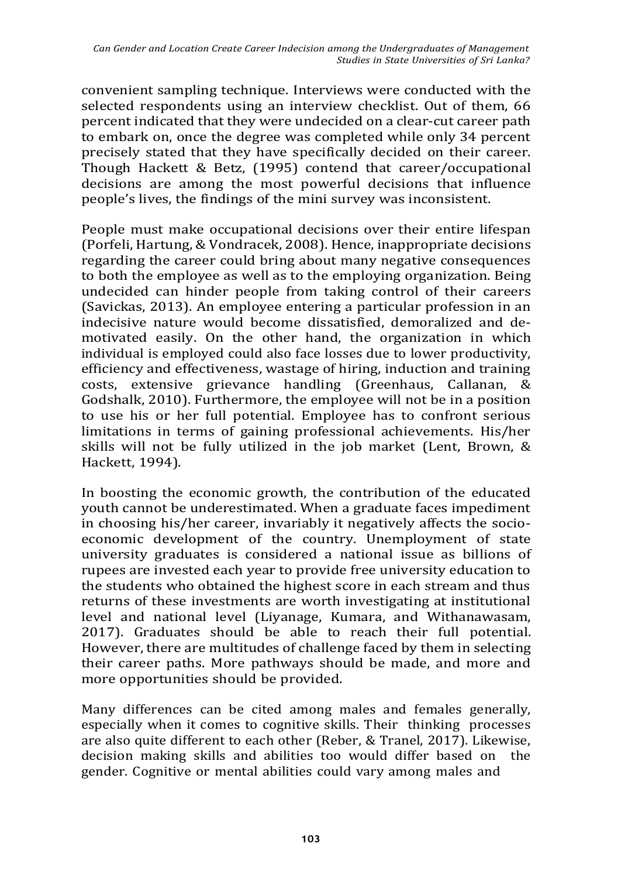convenient sampling technique. Interviews were conducted with the selected respondents using an interview checklist. Out of them, 66 percent indicated that they were undecided on a clear-cut career path to embark on, once the degree was completed while only 34 percent precisely stated that they have specifically decided on their career. Though Hackett & Betz, (1995) contend that career/occupational decisions are among the most powerful decisions that influence people's lives, the findings of the mini survey was inconsistent.

People must make occupational decisions over their entire lifespan (Porfeli, Hartung, & Vondracek, 2008). Hence, inappropriate decisions regarding the career could bring about many negative consequences to both the employee as well as to the employing organization. Being undecided can hinder people from taking control of their careers (Savickas, 2013). An employee entering a particular profession in an indecisive nature would become dissatisfied, demoralized and de-motivated easily. On the other hand, the organization in which individual is employed could also face losses due to lower productivity, efficiency and effectiveness, wastage of hiring, induction and training costs, extensive grievance handling (Greenhaus, Callanan, & Godshalk, 2010). Furthermore, the employee will not be in a position to use his or her full potential. Employee has to confront serious limitations in terms of gaining professional achievements. His/her skills will not be fully utilized in the job market (Lent, Brown, & Hackett, 1994).

In boosting the economic growth, the contribution of the educated youth cannot be underestimated. When a graduate faces impediment in choosing his/her career, invariably it negatively affects the socio-economic development of the country. Unemployment of state university graduates is considered a national issue as billions of rupees are invested each year to provide free university education to the students who obtained the highest score in each stream and thus returns of these investments are worth investigating at institutional level and national level (Liyanage, Kumara, and Withanawasam, 2017). Graduates should be able to reach their full potential. However, there are multitudes of challenge faced by them in selecting their career paths. More pathways should be made, and more and more opportunities should be provided.

Many differences can be cited among males and females generally, especially when it comes to cognitive skills. Their thinking processes are also quite different to each other (Reber, & Tranel, 2017). Likewise, decision making skills and abilities too would differ based on the gender. Cognitive or mental abilities could vary among males and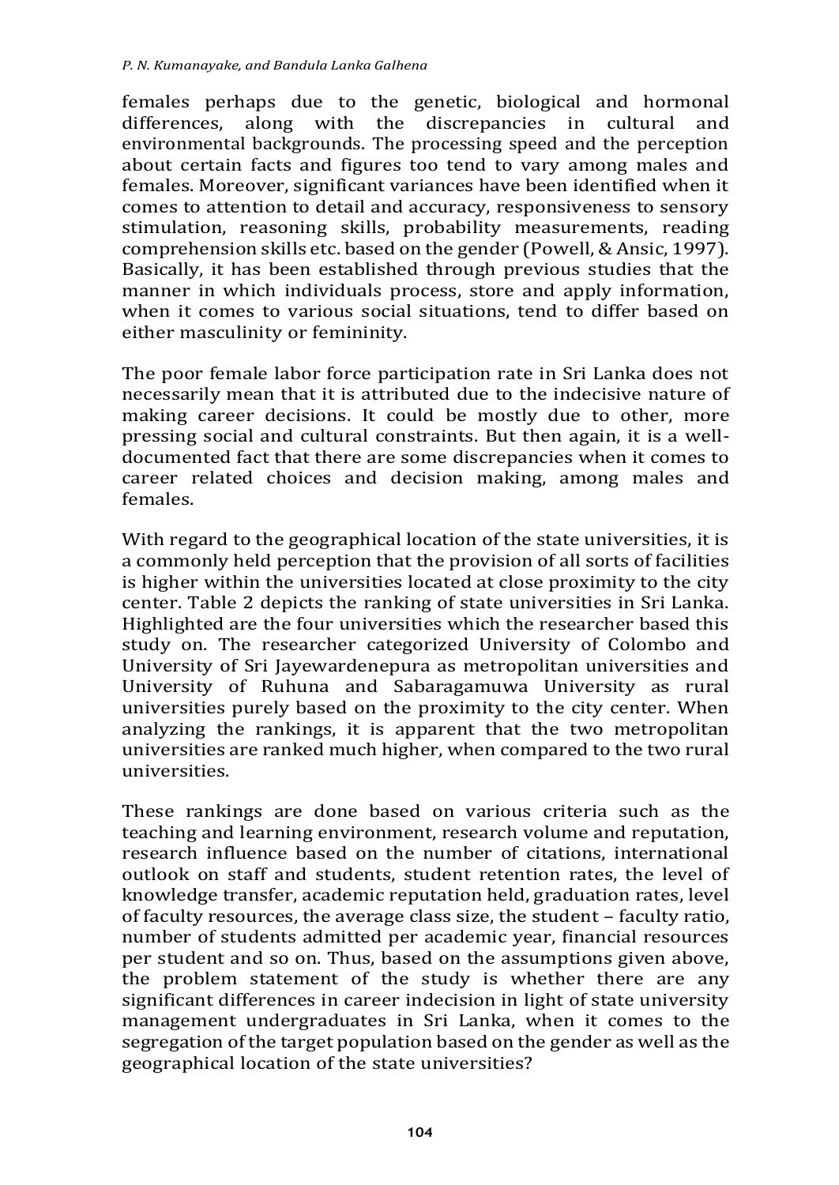females perhaps due to the genetic, biological and hormonal differences, along with the discrepancies in cultural and environmental backgrounds. The processing speed and the perception about certain facts and figures too tend to vary among males and females. Moreover, significant variances have been identified when it comes to attention to detail and accuracy, responsiveness to sensory stimulation, reasoning skills, probability measurements, reading comprehension skills etc. based on the gender (Powell, & Ansic, 1997). Basically, it has been established through previous studies that the manner in which individuals process, store and apply information, when it comes to various social situations, tend to differ based on either masculinity or femininity.

The poor female labor force participation rate in Sri Lanka does not necessarily mean that it is attributed due to the indecisive nature of making career decisions. It could be mostly due to other, more pressing social and cultural constraints. But then again, it is a well-documented fact that there are some discrepancies when it comes to career related choices and decision making, among males and females.

With regard to the geographical location of the state universities, it is a commonly held perception that the provision of all sorts of facilities is higher within the universities located at close proximity to the city center. Table 2 depicts the ranking of state universities in Sri Lanka. Highlighted are the four universities which the researcher based this study on. The researcher categorized University of Colombo and University of Sri Jayewardenepura as metropolitan universities and University of Ruhuna and Sabaragamuwa University as rural universities purely based on the proximity to the city center. When analyzing the rankings, it is apparent that the two metropolitan universities are ranked much higher, when compared to the two rural universities.

These rankings are done based on various criteria such as the teaching and learning environment, research volume and reputation, research influence based on the number of citations, international outlook on staff and students, student retention rates, the level of knowledge transfer, academic reputation held, graduation rates, level of faculty resources, the average class size, the student – faculty ratio, number of students admitted per academic year, financial resources per student and so on. Thus, based on the assumptions given above, the problem statement of the study is whether there are any significant differences in career indecision in light of state university management undergraduates in Sri Lanka, when it comes to the segregation of the target population based on the gender as well as the geographical location of the state universities?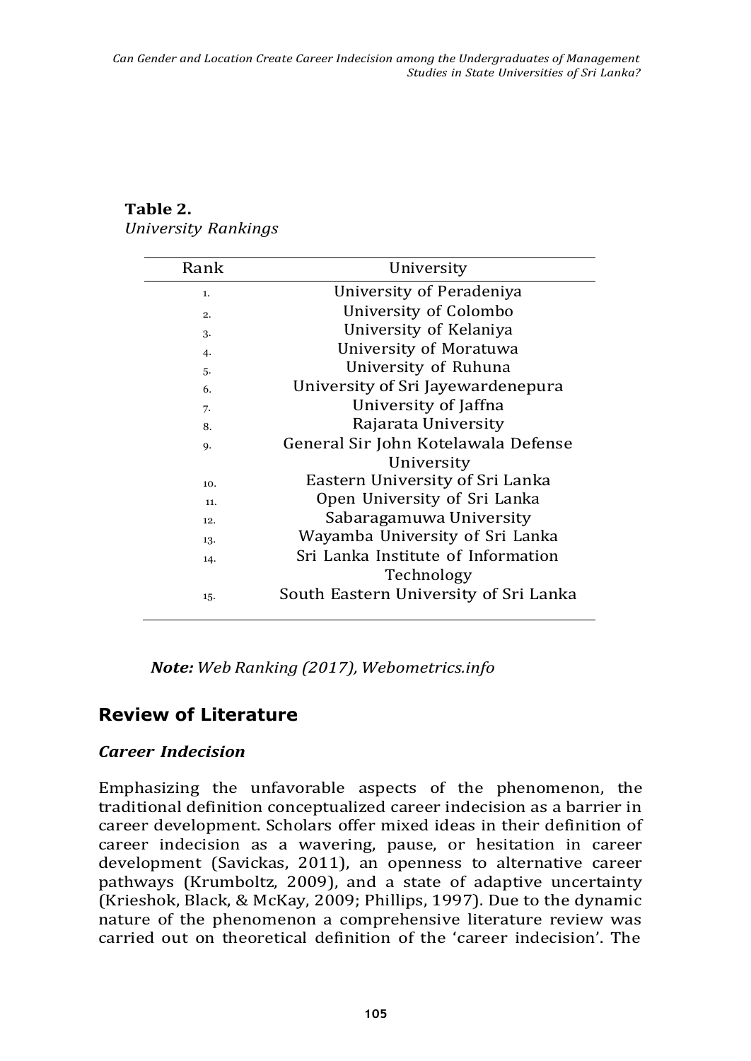**Table 2.**
*University Rankings*

| Rank | University |
|---|---|
| 1. | University of Peradeniya |
| 2. | University of Colombo |
| 3. | University of Kelaniya |
| 4. | University of Moratuwa |
| 5. | University of Ruhuna |
| 6. | University of Sri Jayewardenepura |
| 7. | University of Jaffna |
| 8. | Rajarata University |
| 9. | General Sir John Kotelawala Defense University |
| 10. | Eastern University of Sri Lanka |
| 11. | Open University of Sri Lanka |
| 12. | Sabaragamuwa University |
| 13. | Wayamba University of Sri Lanka |
| 14. | Sri Lanka Institute of Information Technology |
| 15. | South Eastern University of Sri Lanka |

***Note:*** *Web Ranking (2017), Webometrics.info*

## Review of Literature

### *Career Indecision*

Emphasizing the unfavorable aspects of the phenomenon, the traditional definition conceptualized career indecision as a barrier in career development. Scholars offer mixed ideas in their definition of career indecision as a wavering, pause, or hesitation in career development (Savickas, 2011), an openness to alternative career pathways (Krumboltz, 2009), and a state of adaptive uncertainty (Krieshok, Black, & McKay, 2009; Phillips, 1997). Due to the dynamic nature of the phenomenon a comprehensive literature review was carried out on theoretical definition of the 'career indecision'. The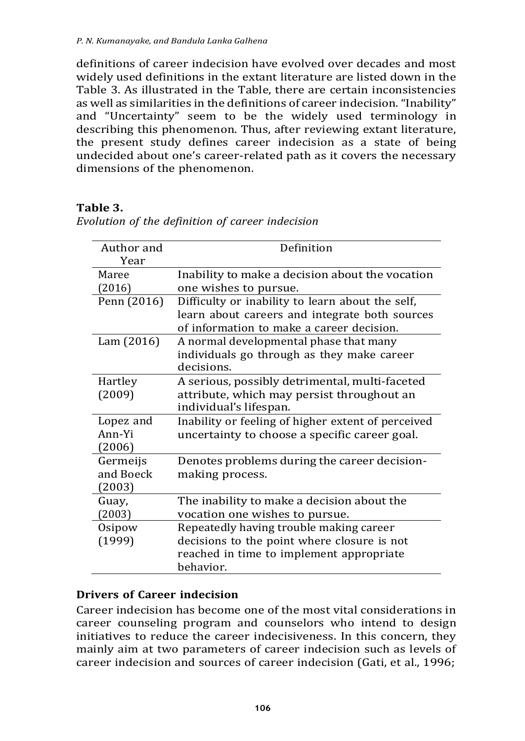definitions of career indecision have evolved over decades and most widely used definitions in the extant literature are listed down in the Table 3. As illustrated in the Table, there are certain inconsistencies as well as similarities in the definitions of career indecision. "Inability" and "Uncertainty" seem to be the widely used terminology in describing this phenomenon. Thus, after reviewing extant literature, the present study defines career indecision as a state of being undecided about one's career-related path as it covers the necessary dimensions of the phenomenon.

**Table 3.**
*Evolution of the definition of career indecision*

| Author and Year | Definition |
|---|---|
| Maree (2016) | Inability to make a decision about the vocation one wishes to pursue. |
| Penn (2016) | Difficulty or inability to learn about the self, learn about careers and integrate both sources of information to make a career decision. |
| Lam (2016) | A normal developmental phase that many individuals go through as they make career decisions. |
| Hartley (2009) | A serious, possibly detrimental, multi-faceted attribute, which may persist throughout an individual's lifespan. |
| Lopez and Ann-Yi (2006) | Inability or feeling of higher extent of perceived uncertainty to choose a specific career goal. |
| Germeijs and Boeck (2003) | Denotes problems during the career decision-making process. |
| Guay, (2003) | The inability to make a decision about the vocation one wishes to pursue. |
| Osipow (1999) | Repeatedly having trouble making career decisions to the point where closure is not reached in time to implement appropriate behavior. |

### Drivers of Career indecision

Career indecision has become one of the most vital considerations in career counseling program and counselors who intend to design initiatives to reduce the career indecisiveness. In this concern, they mainly aim at two parameters of career indecision such as levels of career indecision and sources of career indecision (Gati, et al., 1996;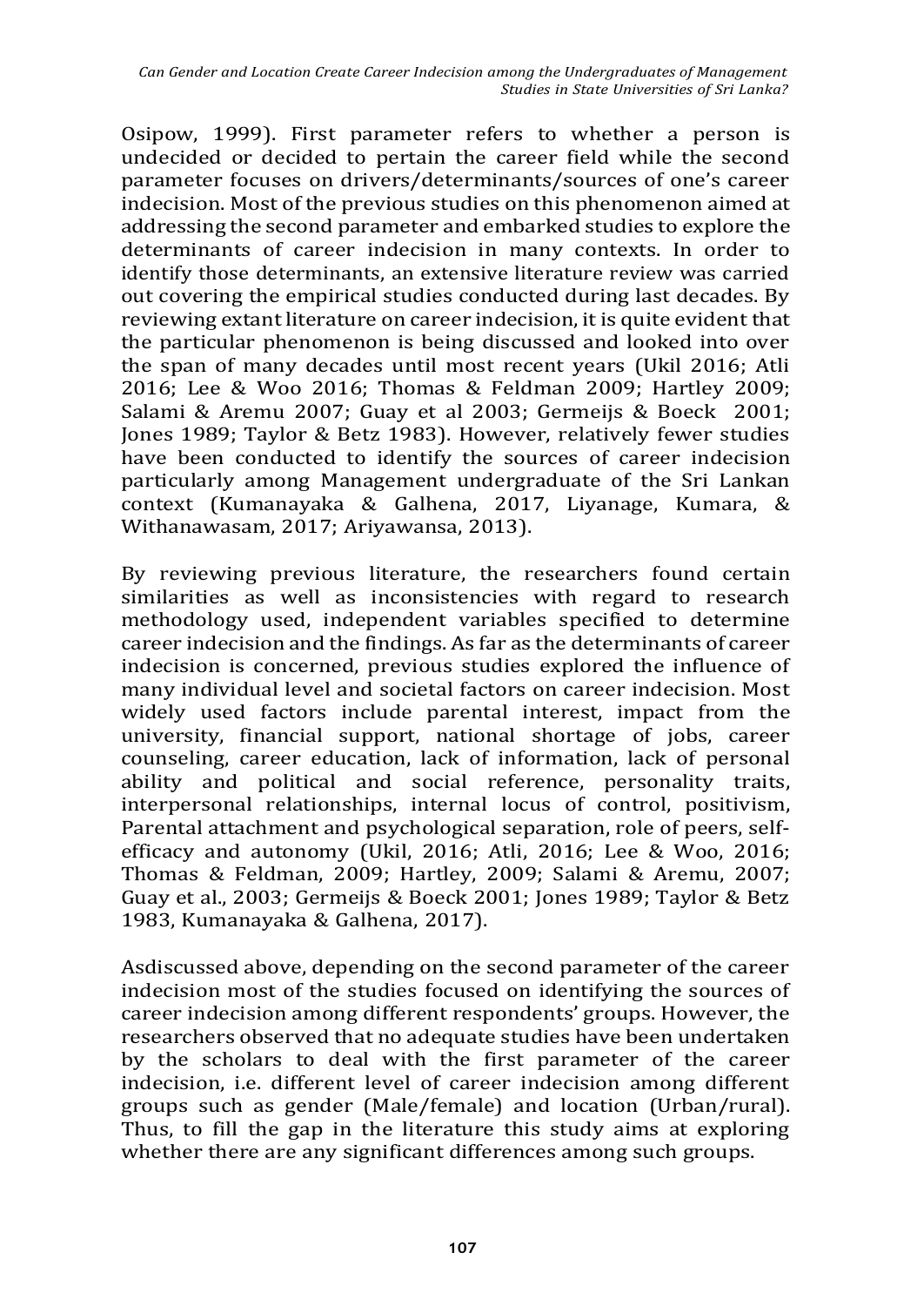Osipow, 1999). First parameter refers to whether a person is undecided or decided to pertain the career field while the second parameter focuses on drivers/determinants/sources of one's career indecision. Most of the previous studies on this phenomenon aimed at addressing the second parameter and embarked studies to explore the determinants of career indecision in many contexts. In order to identify those determinants, an extensive literature review was carried out covering the empirical studies conducted during last decades. By reviewing extant literature on career indecision, it is quite evident that the particular phenomenon is being discussed and looked into over the span of many decades until most recent years (Ukil 2016; Atli 2016; Lee & Woo 2016; Thomas & Feldman 2009; Hartley 2009; Salami & Aremu 2007; Guay et al 2003; Germeijs & Boeck 2001; Jones 1989; Taylor & Betz 1983). However, relatively fewer studies have been conducted to identify the sources of career indecision particularly among Management undergraduate of the Sri Lankan context (Kumanayaka & Galhena, 2017, Liyanage, Kumara, & Withanawasam, 2017; Ariyawansa, 2013).

By reviewing previous literature, the researchers found certain similarities as well as inconsistencies with regard to research methodology used, independent variables specified to determine career indecision and the findings. As far as the determinants of career indecision is concerned, previous studies explored the influence of many individual level and societal factors on career indecision. Most widely used factors include parental interest, impact from the university, financial support, national shortage of jobs, career counseling, career education, lack of information, lack of personal ability and political and social reference, personality traits, interpersonal relationships, internal locus of control, positivism, Parental attachment and psychological separation, role of peers, self-efficacy and autonomy (Ukil, 2016; Atli, 2016; Lee & Woo, 2016; Thomas & Feldman, 2009; Hartley, 2009; Salami & Aremu, 2007; Guay et al., 2003; Germeijs & Boeck 2001; Jones 1989; Taylor & Betz 1983, Kumanayaka & Galhena, 2017).

Asdiscussed above, depending on the second parameter of the career indecision most of the studies focused on identifying the sources of career indecision among different respondents' groups. However, the researchers observed that no adequate studies have been undertaken by the scholars to deal with the first parameter of the career indecision, i.e. different level of career indecision among different groups such as gender (Male/female) and location (Urban/rural). Thus, to fill the gap in the literature this study aims at exploring whether there are any significant differences among such groups.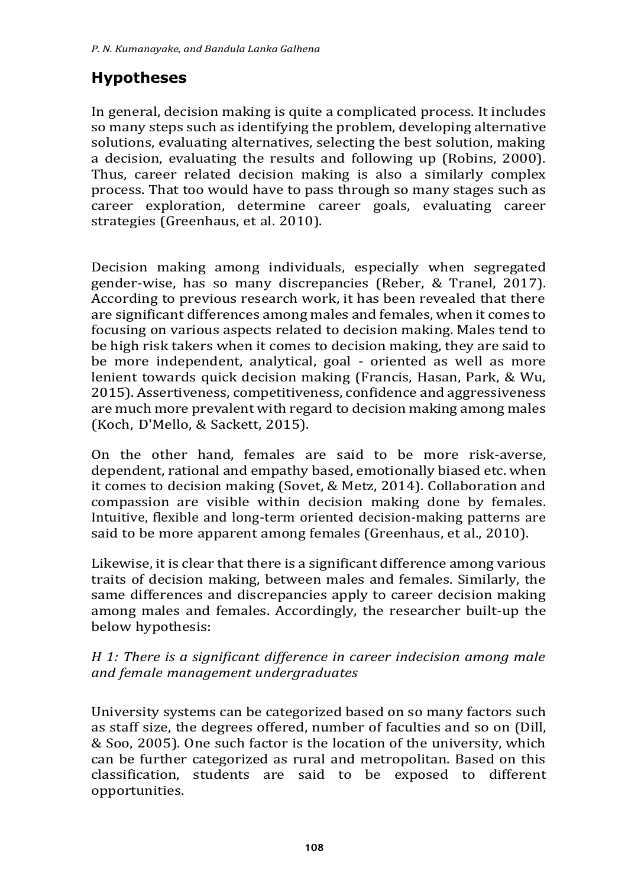## Hypotheses

In general, decision making is quite a complicated process. It includes so many steps such as identifying the problem, developing alternative solutions, evaluating alternatives, selecting the best solution, making a decision, evaluating the results and following up (Robins, 2000). Thus, career related decision making is also a similarly complex process. That too would have to pass through so many stages such as career exploration, determine career goals, evaluating career strategies (Greenhaus, et al. 2010).

Decision making among individuals, especially when segregated gender-wise, has so many discrepancies (Reber, & Tranel, 2017). According to previous research work, it has been revealed that there are significant differences among males and females, when it comes to focusing on various aspects related to decision making. Males tend to be high risk takers when it comes to decision making, they are said to be more independent, analytical, goal - oriented as well as more lenient towards quick decision making (Francis, Hasan, Park, & Wu, 2015). Assertiveness, competitiveness, confidence and aggressiveness are much more prevalent with regard to decision making among males (Koch, D'Mello, & Sackett, 2015).

On the other hand, females are said to be more risk-averse, dependent, rational and empathy based, emotionally biased etc. when it comes to decision making (Sovet, & Metz, 2014). Collaboration and compassion are visible within decision making done by females. Intuitive, flexible and long-term oriented decision-making patterns are said to be more apparent among females (Greenhaus, et al., 2010).

Likewise, it is clear that there is a significant difference among various traits of decision making, between males and females. Similarly, the same differences and discrepancies apply to career decision making among males and females. Accordingly, the researcher built-up the below hypothesis:

*H 1: There is a significant difference in career indecision among male and female management undergraduates*

University systems can be categorized based on so many factors such as staff size, the degrees offered, number of faculties and so on (Dill, & Soo, 2005). One such factor is the location of the university, which can be further categorized as rural and metropolitan. Based on this classification, students are said to be exposed to different opportunities.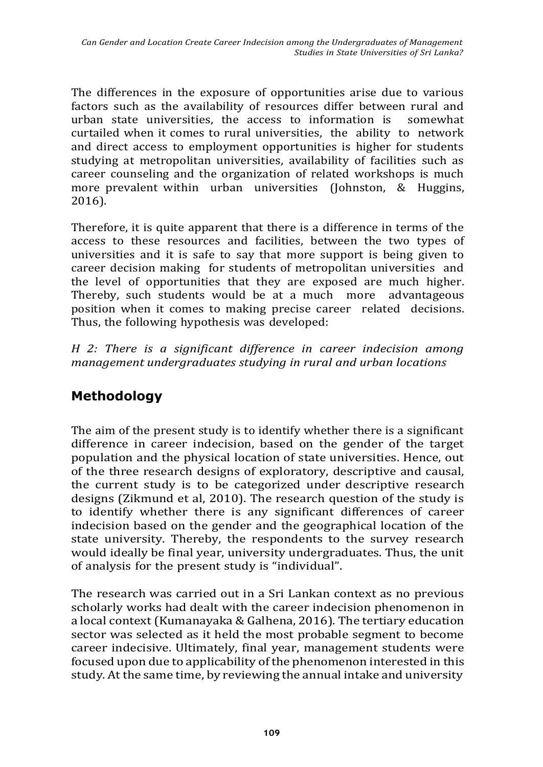The differences in the exposure of opportunities arise due to various factors such as the availability of resources differ between rural and urban state universities, the access to information is somewhat curtailed when it comes to rural universities, the ability to network and direct access to employment opportunities is higher for students studying at metropolitan universities, availability of facilities such as career counseling and the organization of related workshops is much more prevalent within urban universities (Johnston, & Huggins, 2016).

Therefore, it is quite apparent that there is a difference in terms of the access to these resources and facilities, between the two types of universities and it is safe to say that more support is being given to career decision making for students of metropolitan universities and the level of opportunities that they are exposed are much higher. Thereby, such students would be at a much more advantageous position when it comes to making precise career related decisions. Thus, the following hypothesis was developed:

*H 2: There is a significant difference in career indecision among management undergraduates studying in rural and urban locations*

## Methodology

The aim of the present study is to identify whether there is a significant difference in career indecision, based on the gender of the target population and the physical location of state universities. Hence, out of the three research designs of exploratory, descriptive and causal, the current study is to be categorized under descriptive research designs (Zikmund et al, 2010). The research question of the study is to identify whether there is any significant differences of career indecision based on the gender and the geographical location of the state university. Thereby, the respondents to the survey research would ideally be final year, university undergraduates. Thus, the unit of analysis for the present study is "individual".

The research was carried out in a Sri Lankan context as no previous scholarly works had dealt with the career indecision phenomenon in a local context (Kumanayaka & Galhena, 2016). The tertiary education sector was selected as it held the most probable segment to become career indecisive. Ultimately, final year, management students were focused upon due to applicability of the phenomenon interested in this study. At the same time, by reviewing the annual intake and university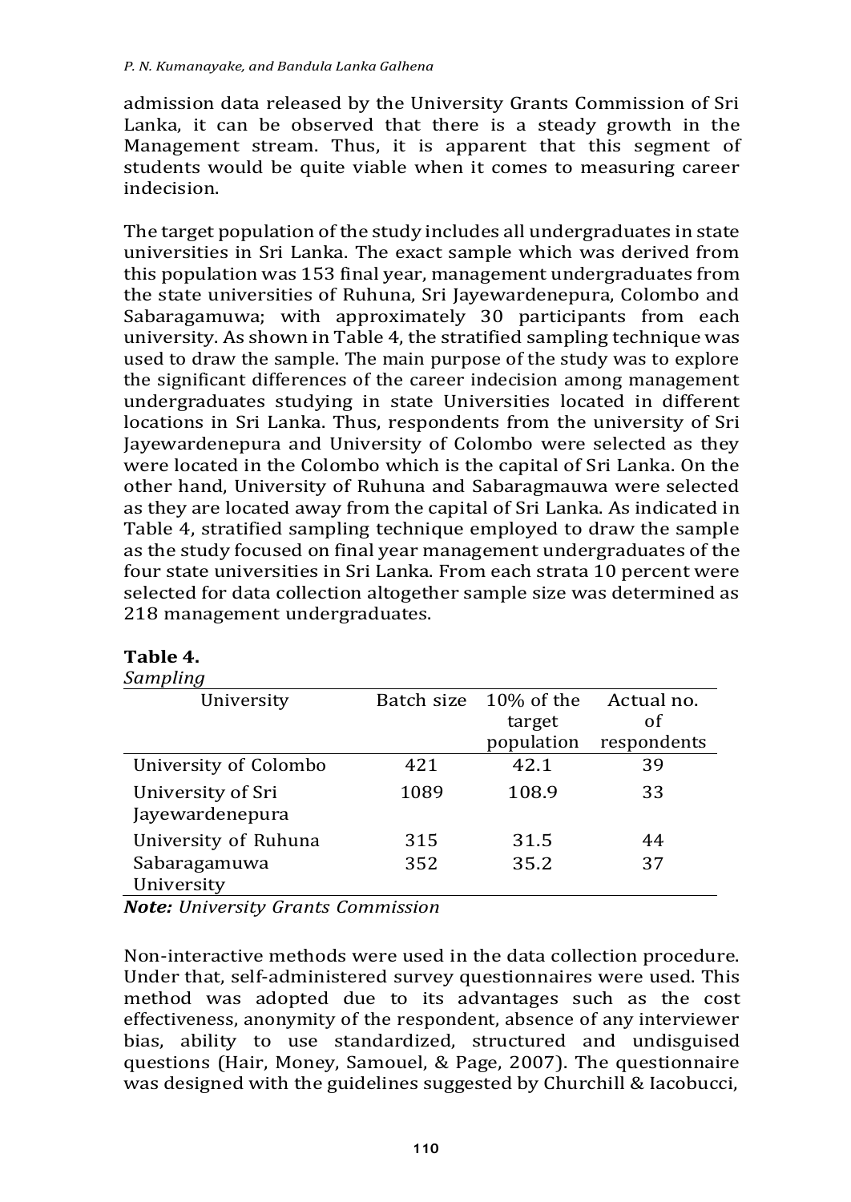admission data released by the University Grants Commission of Sri Lanka, it can be observed that there is a steady growth in the Management stream. Thus, it is apparent that this segment of students would be quite viable when it comes to measuring career indecision.

The target population of the study includes all undergraduates in state universities in Sri Lanka. The exact sample which was derived from this population was 153 final year, management undergraduates from the state universities of Ruhuna, Sri Jayewardenepura, Colombo and Sabaragamuwa; with approximately 30 participants from each university. As shown in Table 4, the stratified sampling technique was used to draw the sample. The main purpose of the study was to explore the significant differences of the career indecision among management undergraduates studying in state Universities located in different locations in Sri Lanka. Thus, respondents from the university of Sri Jayewardenepura and University of Colombo were selected as they were located in the Colombo which is the capital of Sri Lanka. On the other hand, University of Ruhuna and Sabaragmauwa were selected as they are located away from the capital of Sri Lanka. As indicated in Table 4, stratified sampling technique employed to draw the sample as the study focused on final year management undergraduates of the four state universities in Sri Lanka. From each strata 10 percent were selected for data collection altogether sample size was determined as 218 management undergraduates.

**Table 4.**
*Sampling*

| University | Batch size | 10% of the target population | Actual no. of respondents |
|---|---|---|---|
| University of Colombo | 421 | 42.1 | 39 |
| University of Sri Jayewardenepura | 1089 | 108.9 | 33 |
| University of Ruhuna | 315 | 31.5 | 44 |
| Sabaragamuwa University | 352 | 35.2 | 37 |

***Note:*** *University Grants Commission*

Non-interactive methods were used in the data collection procedure. Under that, self-administered survey questionnaires were used. This method was adopted due to its advantages such as the cost effectiveness, anonymity of the respondent, absence of any interviewer bias, ability to use standardized, structured and undisguised questions (Hair, Money, Samouel, & Page, 2007). The questionnaire was designed with the guidelines suggested by Churchill & Iacobucci,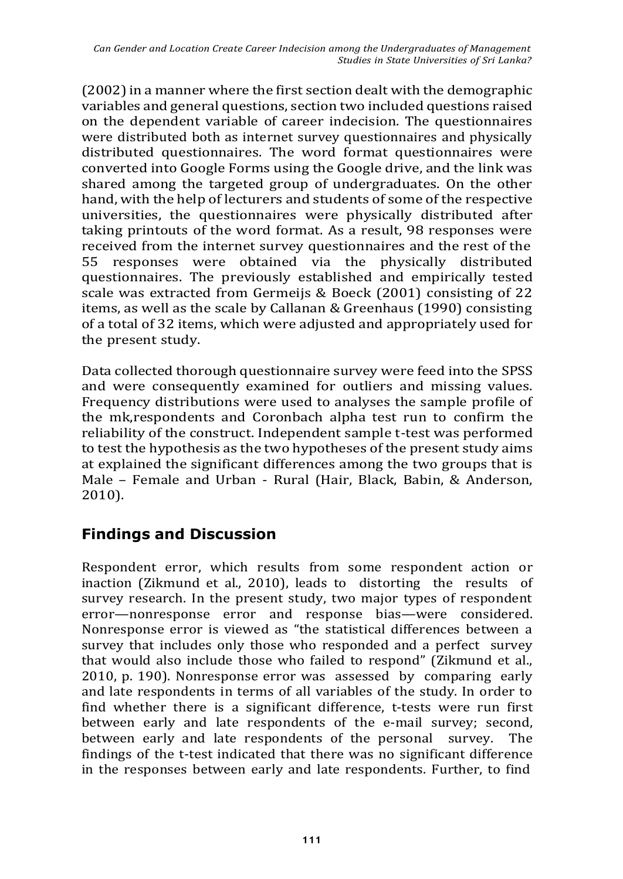(2002) in a manner where the first section dealt with the demographic variables and general questions, section two included questions raised on the dependent variable of career indecision. The questionnaires were distributed both as internet survey questionnaires and physically distributed questionnaires. The word format questionnaires were converted into Google Forms using the Google drive, and the link was shared among the targeted group of undergraduates. On the other hand, with the help of lecturers and students of some of the respective universities, the questionnaires were physically distributed after taking printouts of the word format. As a result, 98 responses were received from the internet survey questionnaires and the rest of the 55 responses were obtained via the physically distributed questionnaires. The previously established and empirically tested scale was extracted from Germeijs & Boeck (2001) consisting of 22 items, as well as the scale by Callanan & Greenhaus (1990) consisting of a total of 32 items, which were adjusted and appropriately used for the present study.

Data collected thorough questionnaire survey were feed into the SPSS and were consequently examined for outliers and missing values. Frequency distributions were used to analyses the sample profile of the mk,respondents and Coronbach alpha test run to confirm the reliability of the construct. Independent sample t-test was performed to test the hypothesis as the two hypotheses of the present study aims at explained the significant differences among the two groups that is Male – Female and Urban - Rural (Hair, Black, Babin, & Anderson, 2010).

## Findings and Discussion

Respondent error, which results from some respondent action or inaction (Zikmund et al., 2010), leads to distorting the results of survey research. In the present study, two major types of respondent error—nonresponse error and response bias—were considered. Nonresponse error is viewed as "the statistical differences between a survey that includes only those who responded and a perfect survey that would also include those who failed to respond" (Zikmund et al., 2010, p. 190). Nonresponse error was assessed by comparing early and late respondents in terms of all variables of the study. In order to find whether there is a significant difference, t-tests were run first between early and late respondents of the e-mail survey; second, between early and late respondents of the personal survey. The findings of the t-test indicated that there was no significant difference in the responses between early and late respondents. Further, to find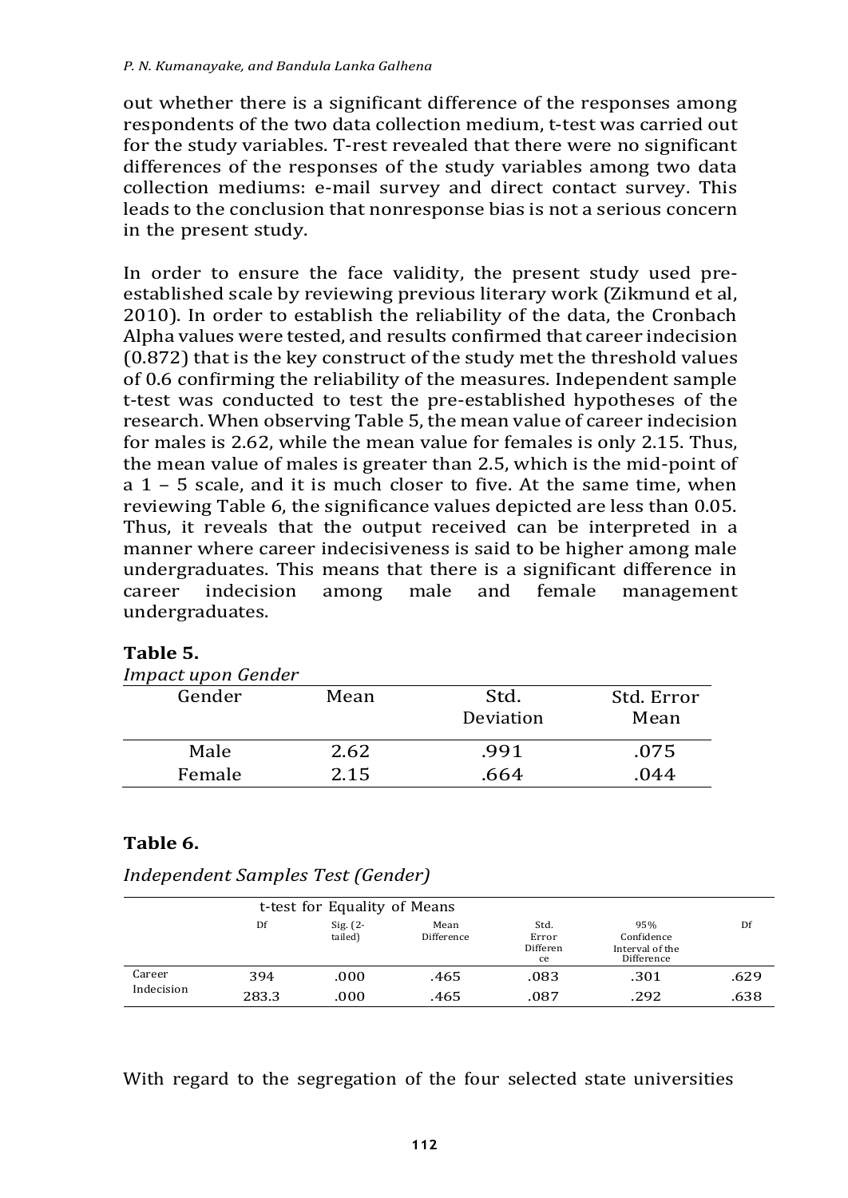out whether there is a significant difference of the responses among respondents of the two data collection medium, t-test was carried out for the study variables. T-rest revealed that there were no significant differences of the responses of the study variables among two data collection mediums: e-mail survey and direct contact survey. This leads to the conclusion that nonresponse bias is not a serious concern in the present study.

In order to ensure the face validity, the present study used pre-established scale by reviewing previous literary work (Zikmund et al, 2010). In order to establish the reliability of the data, the Cronbach Alpha values were tested, and results confirmed that career indecision (0.872) that is the key construct of the study met the threshold values of 0.6 confirming the reliability of the measures. Independent sample t-test was conducted to test the pre-established hypotheses of the research. When observing Table 5, the mean value of career indecision for males is 2.62, while the mean value for females is only 2.15. Thus, the mean value of males is greater than 2.5, which is the mid-point of a 1 – 5 scale, and it is much closer to five. At the same time, when reviewing Table 6, the significance values depicted are less than 0.05. Thus, it reveals that the output received can be interpreted in a manner where career indecisiveness is said to be higher among male undergraduates. This means that there is a significant difference in career indecision among male and female management undergraduates.

**Table 5.**

*Impact upon Gender*

| Gender | Mean | Std. Deviation | Std. Error Mean |
|---|---|---|---|
| Male | 2.62 | .991 | .075 |
| Female | 2.15 | .664 | .044 |

**Table 6.**

*Independent Samples Test (Gender)*

| | t-test for Equality of Means | | | | | |
|---|---|---|---|---|---|---|
| | Df | Sig. (2-tailed) | Mean Difference | Std. Error Difference | 95% Confidence Interval of the Difference | Df |
| Career Indecision | 394 | .000 | .465 | .083 | .301 | .629 |
| | 283.3 | .000 | .465 | .087 | .292 | .638 |

With regard to the segregation of the four selected state universities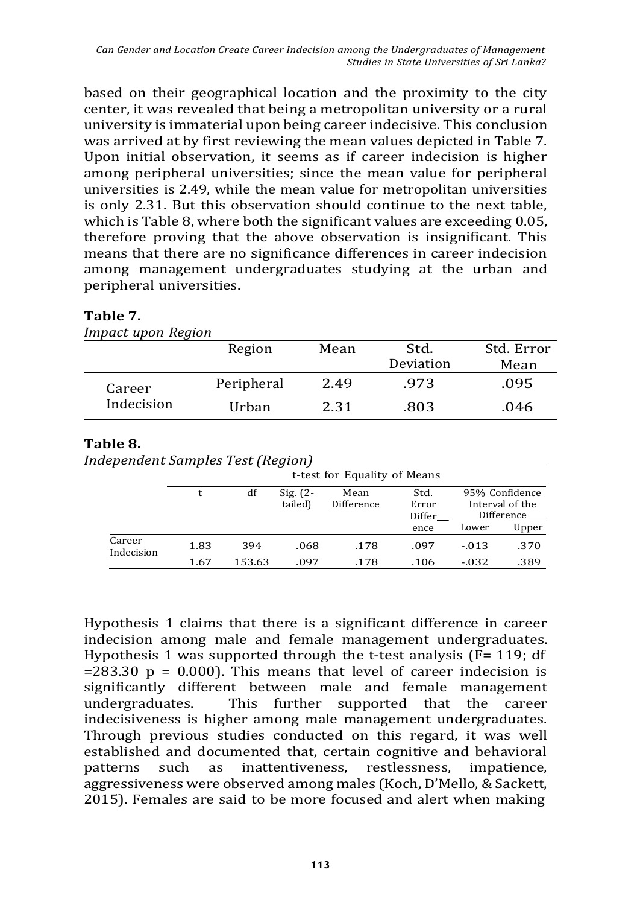based on their geographical location and the proximity to the city center, it was revealed that being a metropolitan university or a rural university is immaterial upon being career indecisive. This conclusion was arrived at by first reviewing the mean values depicted in Table 7. Upon initial observation, it seems as if career indecision is higher among peripheral universities; since the mean value for peripheral universities is 2.49, while the mean value for metropolitan universities is only 2.31. But this observation should continue to the next table, which is Table 8, where both the significant values are exceeding 0.05, therefore proving that the above observation is insignificant. This means that there are no significance differences in career indecision among management undergraduates studying at the urban and peripheral universities.

**Table 7.**

*Impact upon Region*

| | Region | Mean | Std. Deviation | Std. Error Mean |
|---|---|---|---|---|
| Career Indecision | Peripheral | 2.49 | .973 | .095 |
| | Urban | 2.31 | .803 | .046 |

**Table 8.**

*Independent Samples Test (Region)*

| | t-test for Equality of Means | | | | | | |
|---|---|---|---|---|---|---|---|
| | t | df | Sig. (2-tailed) | Mean Difference | Std. Error Difference | 95% Confidence Interval of the Difference | |
| | | | | | | Lower | Upper |
| Career Indecision | 1.83 | 394 | .068 | .178 | .097 | -.013 | .370 |
| | 1.67 | 153.63 | .097 | .178 | .106 | -.032 | .389 |

Hypothesis 1 claims that there is a significant difference in career indecision among male and female management undergraduates. Hypothesis 1 was supported through the t-test analysis ($F= 119$; df $=283.30$ $p = 0.000$). This means that level of career indecision is significantly different between male and female management undergraduates. This further supported that the career indecisiveness is higher among male management undergraduates. Through previous studies conducted on this regard, it was well established and documented that, certain cognitive and behavioral patterns such as inattentiveness, restlessness, impatience, aggressiveness were observed among males (Koch, D'Mello, & Sackett, 2015). Females are said to be more focused and alert when making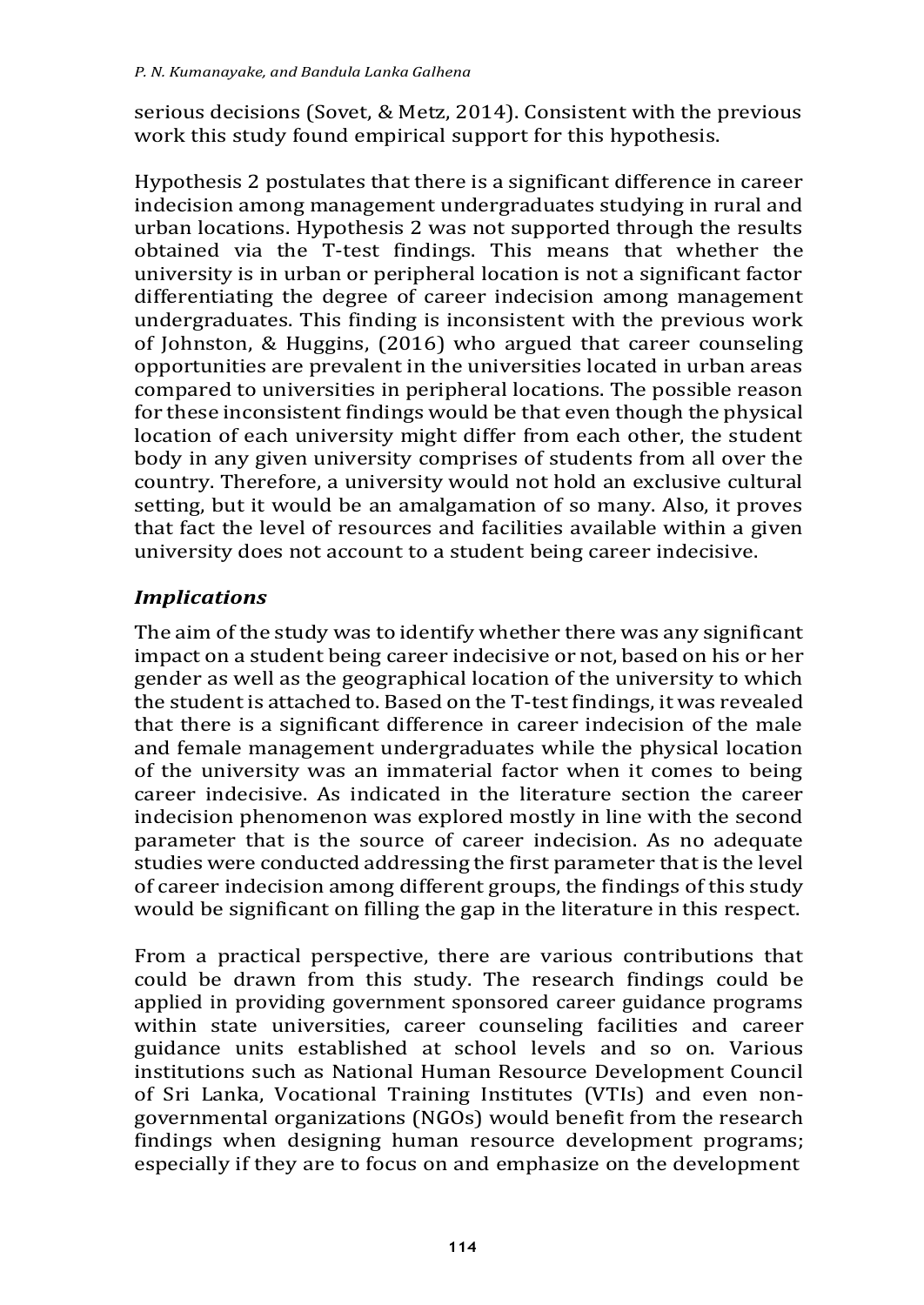serious decisions (Sovet, & Metz, 2014). Consistent with the previous work this study found empirical support for this hypothesis.

Hypothesis 2 postulates that there is a significant difference in career indecision among management undergraduates studying in rural and urban locations. Hypothesis 2 was not supported through the results obtained via the T-test findings. This means that whether the university is in urban or peripheral location is not a significant factor differentiating the degree of career indecision among management undergraduates. This finding is inconsistent with the previous work of Johnston, & Huggins, (2016) who argued that career counseling opportunities are prevalent in the universities located in urban areas compared to universities in peripheral locations. The possible reason for these inconsistent findings would be that even though the physical location of each university might differ from each other, the student body in any given university comprises of students from all over the country. Therefore, a university would not hold an exclusive cultural setting, but it would be an amalgamation of so many. Also, it proves that fact the level of resources and facilities available within a given university does not account to a student being career indecisive.

### *Implications*

The aim of the study was to identify whether there was any significant impact on a student being career indecisive or not, based on his or her gender as well as the geographical location of the university to which the student is attached to. Based on the T-test findings, it was revealed that there is a significant difference in career indecision of the male and female management undergraduates while the physical location of the university was an immaterial factor when it comes to being career indecisive. As indicated in the literature section the career indecision phenomenon was explored mostly in line with the second parameter that is the source of career indecision. As no adequate studies were conducted addressing the first parameter that is the level of career indecision among different groups, the findings of this study would be significant on filling the gap in the literature in this respect.

From a practical perspective, there are various contributions that could be drawn from this study. The research findings could be applied in providing government sponsored career guidance programs within state universities, career counseling facilities and career guidance units established at school levels and so on. Various institutions such as National Human Resource Development Council of Sri Lanka, Vocational Training Institutes (VTIs) and even non-governmental organizations (NGOs) would benefit from the research findings when designing human resource development programs; especially if they are to focus on and emphasize on the development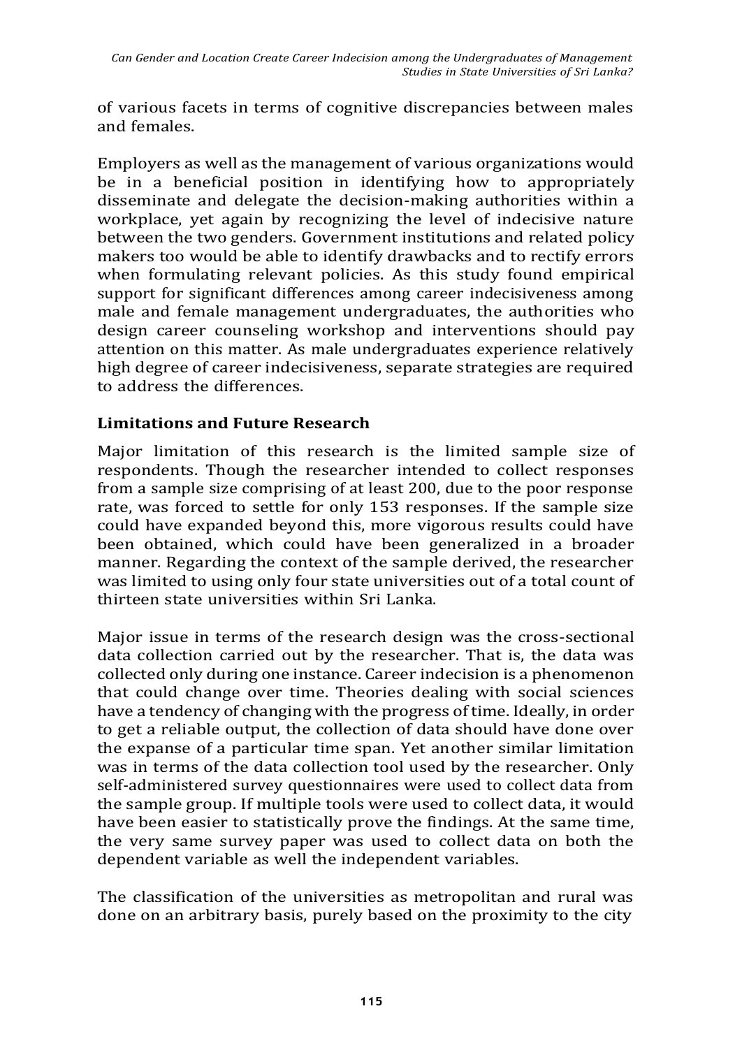of various facets in terms of cognitive discrepancies between males and females.

Employers as well as the management of various organizations would be in a beneficial position in identifying how to appropriately disseminate and delegate the decision-making authorities within a workplace, yet again by recognizing the level of indecisive nature between the two genders. Government institutions and related policy makers too would be able to identify drawbacks and to rectify errors when formulating relevant policies. As this study found empirical support for significant differences among career indecisiveness among male and female management undergraduates, the authorities who design career counseling workshop and interventions should pay attention on this matter. As male undergraduates experience relatively high degree of career indecisiveness, separate strategies are required to address the differences.

## Limitations and Future Research

Major limitation of this research is the limited sample size of respondents. Though the researcher intended to collect responses from a sample size comprising of at least 200, due to the poor response rate, was forced to settle for only 153 responses. If the sample size could have expanded beyond this, more vigorous results could have been obtained, which could have been generalized in a broader manner. Regarding the context of the sample derived, the researcher was limited to using only four state universities out of a total count of thirteen state universities within Sri Lanka.

Major issue in terms of the research design was the cross-sectional data collection carried out by the researcher. That is, the data was collected only during one instance. Career indecision is a phenomenon that could change over time. Theories dealing with social sciences have a tendency of changing with the progress of time. Ideally, in order to get a reliable output, the collection of data should have done over the expanse of a particular time span. Yet another similar limitation was in terms of the data collection tool used by the researcher. Only self-administered survey questionnaires were used to collect data from the sample group. If multiple tools were used to collect data, it would have been easier to statistically prove the findings. At the same time, the very same survey paper was used to collect data on both the dependent variable as well the independent variables.

The classification of the universities as metropolitan and rural was done on an arbitrary basis, purely based on the proximity to the city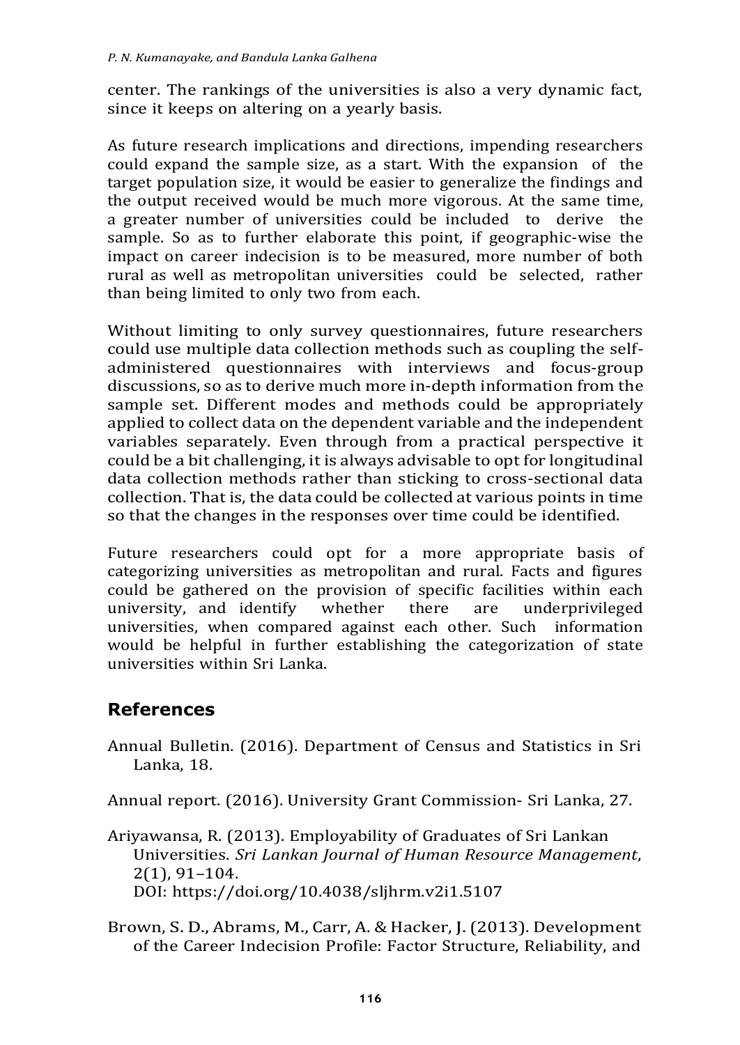center. The rankings of the universities is also a very dynamic fact, since it keeps on altering on a yearly basis.

As future research implications and directions, impending researchers could expand the sample size, as a start. With the expansion of the target population size, it would be easier to generalize the findings and the output received would be much more vigorous. At the same time, a greater number of universities could be included to derive the sample. So as to further elaborate this point, if geographic-wise the impact on career indecision is to be measured, more number of both rural as well as metropolitan universities could be selected, rather than being limited to only two from each.

Without limiting to only survey questionnaires, future researchers could use multiple data collection methods such as coupling the self-administered questionnaires with interviews and focus-group discussions, so as to derive much more in-depth information from the sample set. Different modes and methods could be appropriately applied to collect data on the dependent variable and the independent variables separately. Even through from a practical perspective it could be a bit challenging, it is always advisable to opt for longitudinal data collection methods rather than sticking to cross-sectional data collection. That is, the data could be collected at various points in time so that the changes in the responses over time could be identified.

Future researchers could opt for a more appropriate basis of categorizing universities as metropolitan and rural. Facts and figures could be gathered on the provision of specific facilities within each university, and identify whether there are underprivileged universities, when compared against each other. Such information would be helpful in further establishing the categorization of state universities within Sri Lanka.

## References

Annual Bulletin. (2016). Department of Census and Statistics in Sri Lanka, 18.

Annual report. (2016). University Grant Commission- Sri Lanka, 27.

Ariyawansa, R. (2013). Employability of Graduates of Sri Lankan Universities. *Sri Lankan Journal of Human Resource Management*, 2(1), 91–104. DOI: https://doi.org/10.4038/sljhrm.v2i1.5107

Brown, S. D., Abrams, M., Carr, A. & Hacker, J. (2013). Development of the Career Indecision Profile: Factor Structure, Reliability, and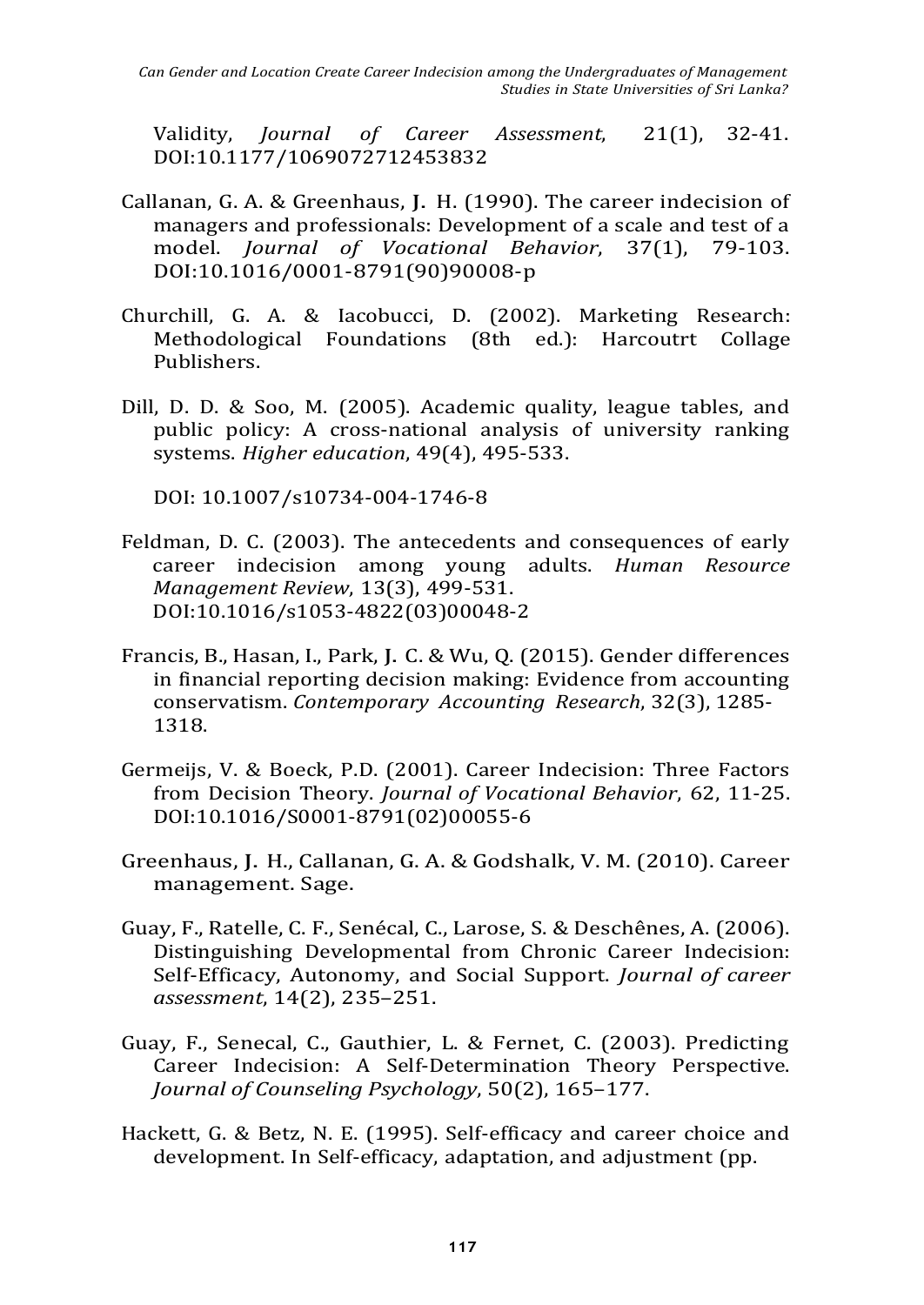Validity, *Journal of Career Assessment*, 21(1), 32-41. DOI:10.1177/1069072712453832

Callanan, G. A. & Greenhaus, J. H. (1990). The career indecision of managers and professionals: Development of a scale and test of a model. *Journal of Vocational Behavior*, 37(1), 79-103. DOI:10.1016/0001-8791(90)90008-p

Churchill, G. A. & Iacobucci, D. (2002). Marketing Research: Methodological Foundations (8th ed.): Harcoutrt Collage Publishers.

Dill, D. D. & Soo, M. (2005). Academic quality, league tables, and public policy: A cross-national analysis of university ranking systems. *Higher education*, 49(4), 495-533.

DOI: 10.1007/s10734-004-1746-8

Feldman, D. C. (2003). The antecedents and consequences of early career indecision among young adults. *Human Resource Management Review*, 13(3), 499-531. DOI:10.1016/s1053-4822(03)00048-2

Francis, B., Hasan, I., Park, J. C. & Wu, Q. (2015). Gender differences in financial reporting decision making: Evidence from accounting conservatism. *Contemporary Accounting Research*, 32(3), 1285-1318.

Germeijs, V. & Boeck, P.D. (2001). Career Indecision: Three Factors from Decision Theory. *Journal of Vocational Behavior*, 62, 11-25. DOI:10.1016/S0001-8791(02)00055-6

Greenhaus, J. H., Callanan, G. A. & Godshalk, V. M. (2010). Career management. Sage.

Guay, F., Ratelle, C. F., Senécal, C., Larose, S. & Deschênes, A. (2006). Distinguishing Developmental from Chronic Career Indecision: Self-Efficacy, Autonomy, and Social Support. *Journal of career assessment*, 14(2), 235–251.

Guay, F., Senecal, C., Gauthier, L. & Fernet, C. (2003). Predicting Career Indecision: A Self-Determination Theory Perspective. *Journal of Counseling Psychology*, 50(2), 165–177.

Hackett, G. & Betz, N. E. (1995). Self-efficacy and career choice and development. In Self-efficacy, adaptation, and adjustment (pp.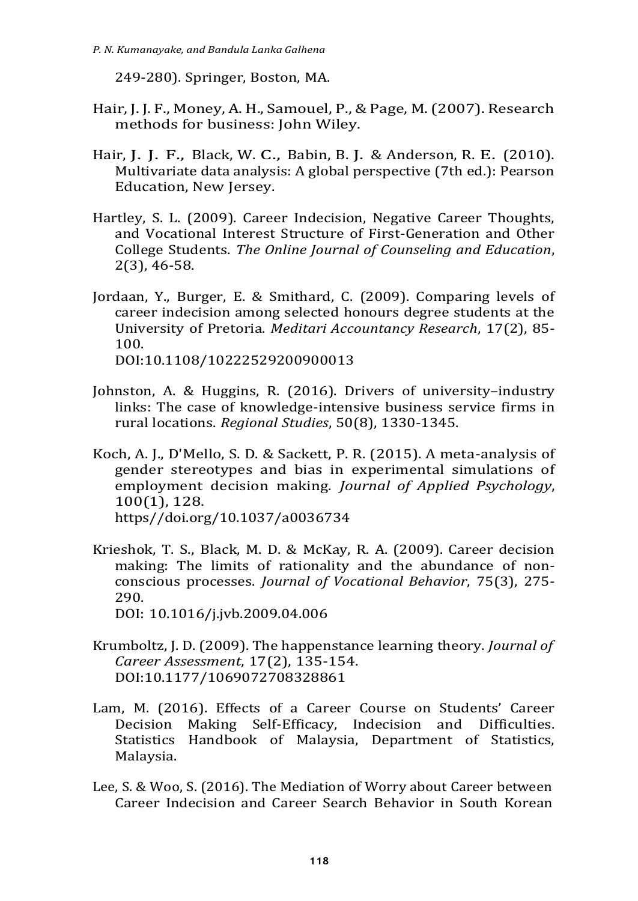249-280). Springer, Boston, MA.

Hair, J. J. F., Money, A. H., Samouel, P., & Page, M. (2007). Research methods for business: John Wiley.

Hair, J. J. F., Black, W. C., Babin, B. J. & Anderson, R. E. (2010). Multivariate data analysis: A global perspective (7th ed.): Pearson Education, New Jersey.

Hartley, S. L. (2009). Career Indecision, Negative Career Thoughts, and Vocational Interest Structure of First-Generation and Other College Students. *The Online Journal of Counseling and Education*, 2(3), 46-58.

Jordaan, Y., Burger, E. & Smithard, C. (2009). Comparing levels of career indecision among selected honours degree students at the University of Pretoria. *Meditari Accountancy Research*, 17(2), 85-100.
DOI:10.1108/10222529200900013

Johnston, A. & Huggins, R. (2016). Drivers of university–industry links: The case of knowledge-intensive business service firms in rural locations. *Regional Studies*, 50(8), 1330-1345.

Koch, A. J., D'Mello, S. D. & Sackett, P. R. (2015). A meta-analysis of gender stereotypes and bias in experimental simulations of employment decision making. *Journal of Applied Psychology*, 100(1), 128.
https//doi.org/10.1037/a0036734

Krieshok, T. S., Black, M. D. & McKay, R. A. (2009). Career decision making: The limits of rationality and the abundance of non-conscious processes. *Journal of Vocational Behavior*, 75(3), 275-290.
DOI: 10.1016/j.jvb.2009.04.006

Krumboltz, J. D. (2009). The happenstance learning theory. *Journal of Career Assessment*, 17(2), 135-154.
DOI:10.1177/1069072708328861

Lam, M. (2016). Effects of a Career Course on Students' Career Decision Making Self-Efficacy, Indecision and Difficulties. Statistics Handbook of Malaysia, Department of Statistics, Malaysia.

Lee, S. & Woo, S. (2016). The Mediation of Worry about Career between Career Indecision and Career Search Behavior in South Korean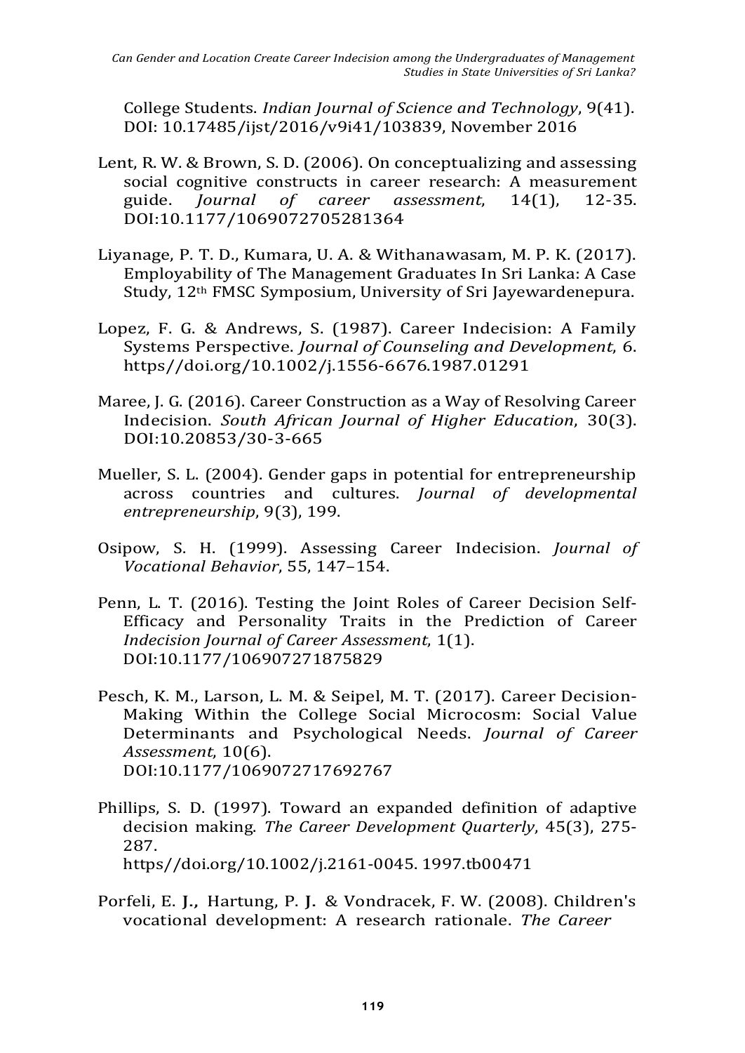College Students. *Indian Journal of Science and Technology*, 9(41). DOI: 10.17485/ijst/2016/v9i41/103839, November 2016

Lent, R. W. & Brown, S. D. (2006). On conceptualizing and assessing social cognitive constructs in career research: A measurement guide. *Journal of career assessment*, 14(1), 12-35. DOI:10.1177/1069072705281364

Liyanage, P. T. D., Kumara, U. A. & Withanawasam, M. P. K. (2017). Employability of The Management Graduates In Sri Lanka: A Case Study, 12th FMSC Symposium, University of Sri Jayewardenepura.

Lopez, F. G. & Andrews, S. (1987). Career Indecision: A Family Systems Perspective. *Journal of Counseling and Development*, 6. https//doi.org/10.1002/j.1556-6676.1987.01291

Maree, J. G. (2016). Career Construction as a Way of Resolving Career Indecision. *South African Journal of Higher Education*, 30(3). DOI:10.20853/30-3-665

Mueller, S. L. (2004). Gender gaps in potential for entrepreneurship across countries and cultures. *Journal of developmental entrepreneurship*, 9(3), 199.

Osipow, S. H. (1999). Assessing Career Indecision. *Journal of Vocational Behavior*, 55, 147–154.

Penn, L. T. (2016). Testing the Joint Roles of Career Decision Self-Efficacy and Personality Traits in the Prediction of Career *Indecision Journal of Career Assessment*, 1(1). DOI:10.1177/106907271875829

Pesch, K. M., Larson, L. M. & Seipel, M. T. (2017). Career Decision-Making Within the College Social Microcosm: Social Value Determinants and Psychological Needs. *Journal of Career Assessment*, 10(6). DOI:10.1177/1069072717692767

Phillips, S. D. (1997). Toward an expanded definition of adaptive decision making. *The Career Development Quarterly*, 45(3), 275-287. https//doi.org/10.1002/j.2161-0045. 1997.tb00471

Porfeli, E. J., Hartung, P. J. & Vondracek, F. W. (2008). Children's vocational development: A research rationale. *The Career*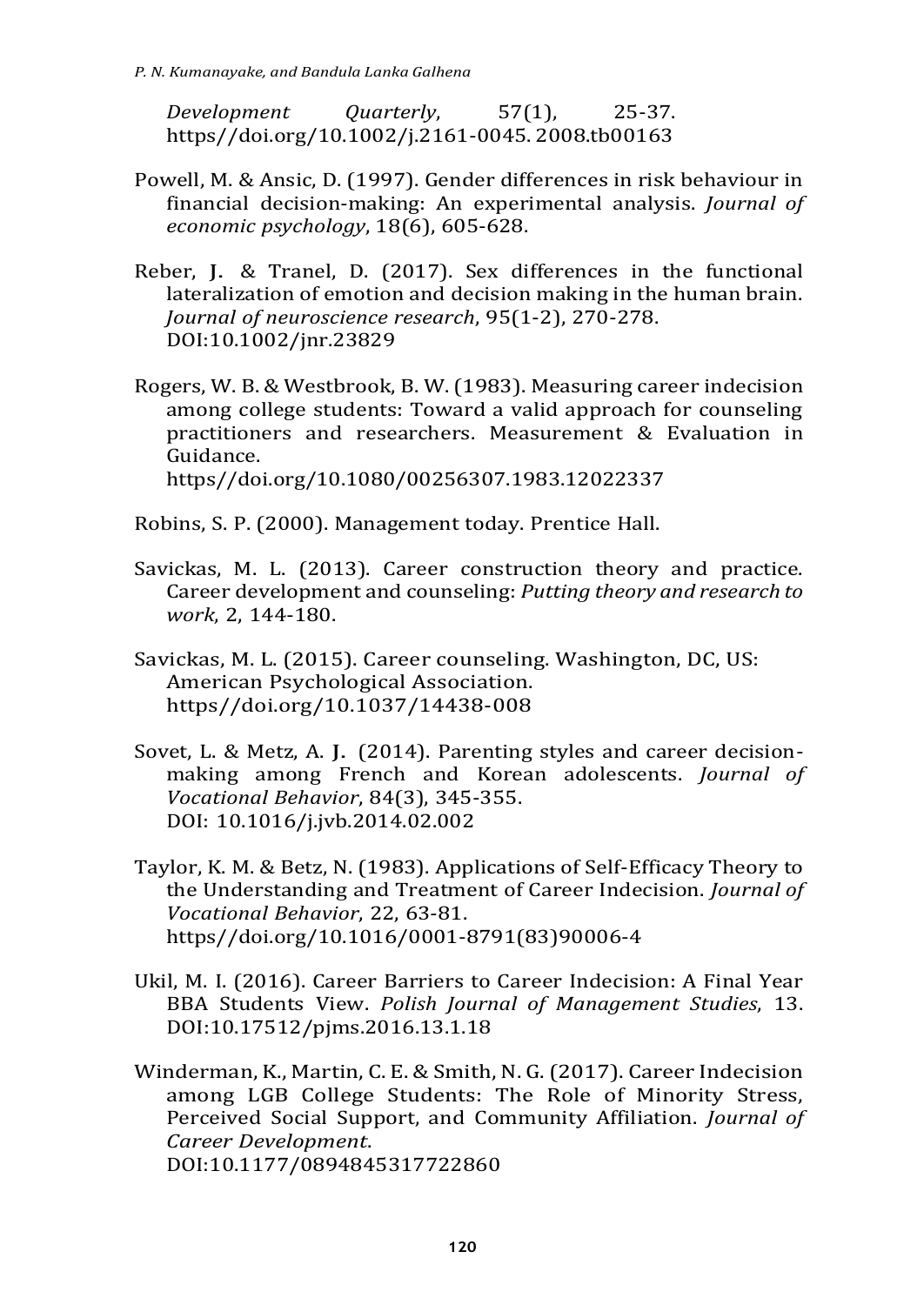*Development Quarterly*, 57(1), 25-37. https//doi.org/10.1002/j.2161-0045. 2008.tb00163

Powell, M. & Ansic, D. (1997). Gender differences in risk behaviour in financial decision-making: An experimental analysis. *Journal of economic psychology*, 18(6), 605-628.

Reber, J. & Tranel, D. (2017). Sex differences in the functional lateralization of emotion and decision making in the human brain. *Journal of neuroscience research*, 95(1-2), 270-278. DOI:10.1002/jnr.23829

Rogers, W. B. & Westbrook, B. W. (1983). Measuring career indecision among college students: Toward a valid approach for counseling practitioners and researchers. Measurement & Evaluation in Guidance. https//doi.org/10.1080/00256307.1983.12022337

Robins, S. P. (2000). Management today. Prentice Hall.

Savickas, M. L. (2013). Career construction theory and practice. Career development and counseling: *Putting theory and research to work*, 2, 144-180.

Savickas, M. L. (2015). Career counseling. Washington, DC, US: American Psychological Association. https//doi.org/10.1037/14438-008

Sovet, L. & Metz, A. J. (2014). Parenting styles and career decision-making among French and Korean adolescents. *Journal of Vocational Behavior*, 84(3), 345-355. DOI: 10.1016/j.jvb.2014.02.002

Taylor, K. M. & Betz, N. (1983). Applications of Self-Efficacy Theory to the Understanding and Treatment of Career Indecision. *Journal of Vocational Behavior*, 22, 63-81. https//doi.org/10.1016/0001-8791(83)90006-4

Ukil, M. I. (2016). Career Barriers to Career Indecision: A Final Year BBA Students View. *Polish Journal of Management Studies*, 13. DOI:10.17512/pjms.2016.13.1.18

Winderman, K., Martin, C. E. & Smith, N. G. (2017). Career Indecision among LGB College Students: The Role of Minority Stress, Perceived Social Support, and Community Affiliation. *Journal of Career Development*. DOI:10.1177/0894845317722860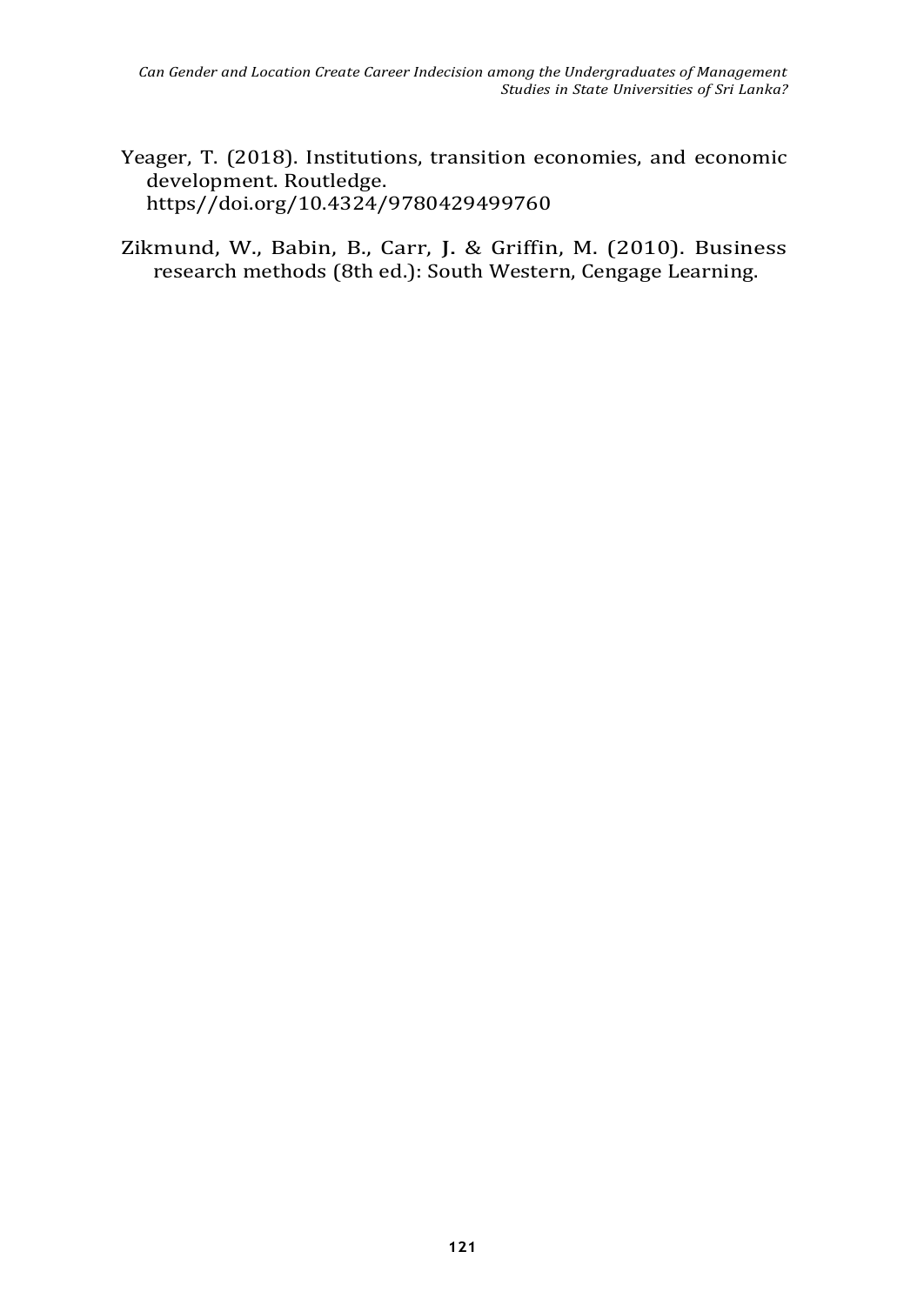Yeager, T. (2018). Institutions, transition economies, and economic development. Routledge. https//doi.org/10.4324/9780429499760

Zikmund, W., Babin, B., Carr, J. & Griffin, M. (2010). Business research methods (8th ed.): South Western, Cengage Learning.